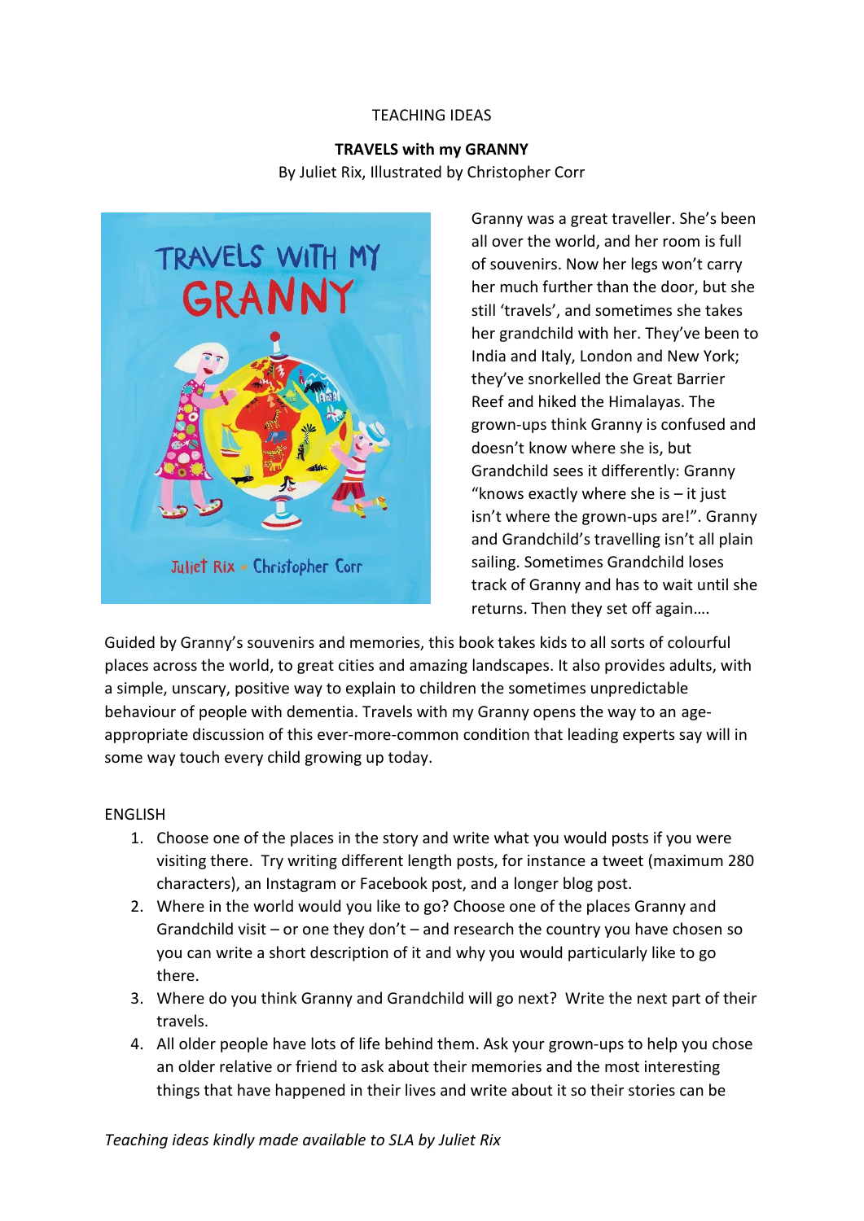TEACHING IDEAS

**TRAVELS with my GRANNY**

By Juliet Rix, Illustrated by Christopher Corr

Granny was a great traveller. She's been all over the world, and her room is full of souvenirs. Now her legs won't carry her much further than the door, but she still 'travels', and sometimes she takes her grandchild with her. They've been to India and Italy, London and New York; they've snorkelled the Great Barrier Reef and hiked the Himalayas. The grown-ups think Granny is confused and doesn't know where she is, but Grandchild sees it differently: Granny "knows exactly where she is – it just isn't where the grown-ups are!". Granny and Grandchild's travelling isn't all plain sailing. Sometimes Grandchild loses track of Granny and has to wait until she returns. Then they set off again….

Guided by Granny's souvenirs and memories, this book takes kids to all sorts of colourful places across the world, to great cities and amazing landscapes. It also provides adults, with a simple, unscary, positive way to explain to children the sometimes unpredictable behaviour of people with dementia. Travels with my Granny opens the way to an age-appropriate discussion of this ever-more-common condition that leading experts say will in some way touch every child growing up today.

ENGLISH

1. Choose one of the places in the story and write what you would posts if you were visiting there. Try writing different length posts, for instance a tweet (maximum 280 characters), an Instagram or Facebook post, and a longer blog post.
2. Where in the world would you like to go? Choose one of the places Granny and Grandchild visit – or one they don't – and research the country you have chosen so you can write a short description of it and why you would particularly like to go there.
3. Where do you think Granny and Grandchild will go next? Write the next part of their travels.
4. All older people have lots of life behind them. Ask your grown-ups to help you chose an older relative or friend to ask about their memories and the most interesting things that have happened in their lives and write about it so their stories can be

*Teaching ideas kindly made available to SLA by Juliet Rix*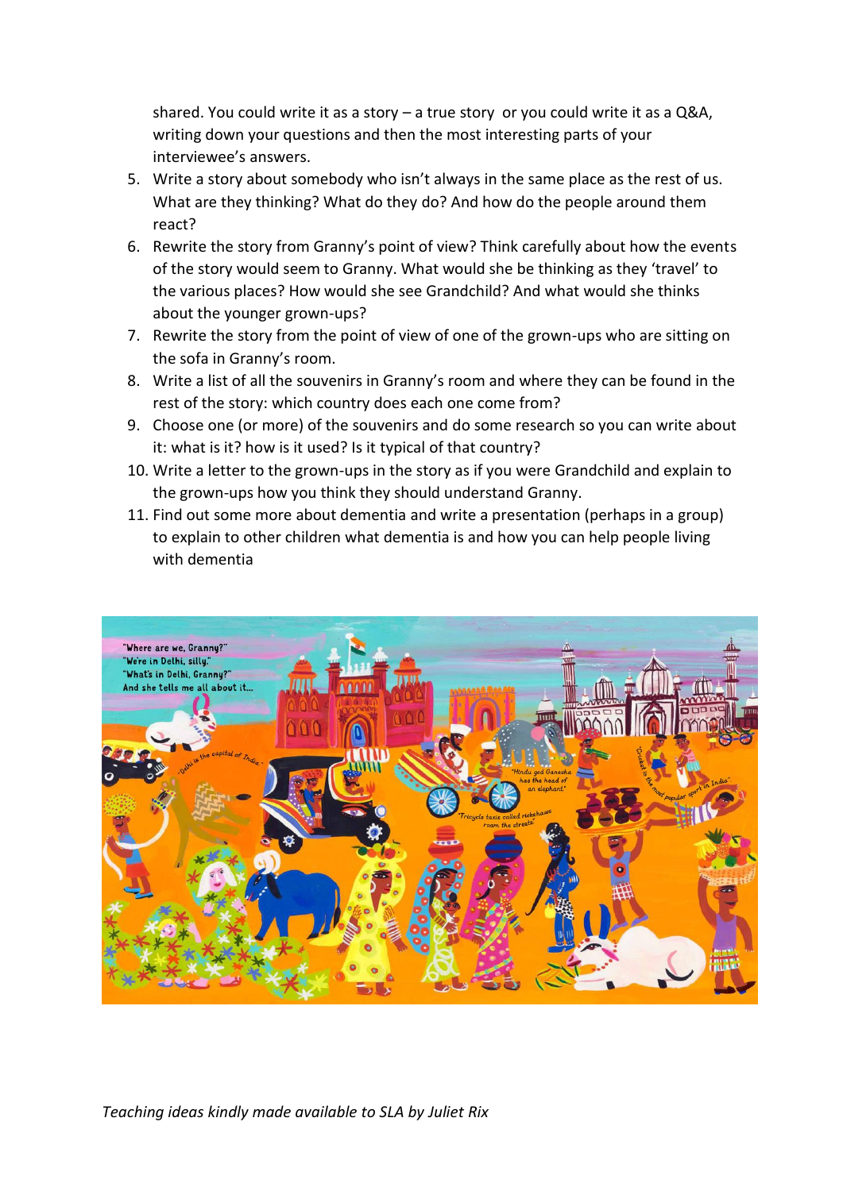shared. You could write it as a story – a true story or you could write it as a Q&A, writing down your questions and then the most interesting parts of your interviewee's answers.

5. Write a story about somebody who isn't always in the same place as the rest of us. What are they thinking? What do they do? And how do the people around them react?
6. Rewrite the story from Granny's point of view? Think carefully about how the events of the story would seem to Granny. What would she be thinking as they 'travel' to the various places? How would she see Grandchild? And what would she thinks about the younger grown-ups?
7. Rewrite the story from the point of view of one of the grown-ups who are sitting on the sofa in Granny's room.
8. Write a list of all the souvenirs in Granny's room and where they can be found in the rest of the story: which country does each one come from?
9. Choose one (or more) of the souvenirs and do some research so you can write about it: what is it? how is it used? Is it typical of that country?
10. Write a letter to the grown-ups in the story as if you were Grandchild and explain to the grown-ups how you think they should understand Granny.
11. Find out some more about dementia and write a presentation (perhaps in a group) to explain to other children what dementia is and how you can help people living with dementia

*Teaching ideas kindly made available to SLA by Juliet Rix*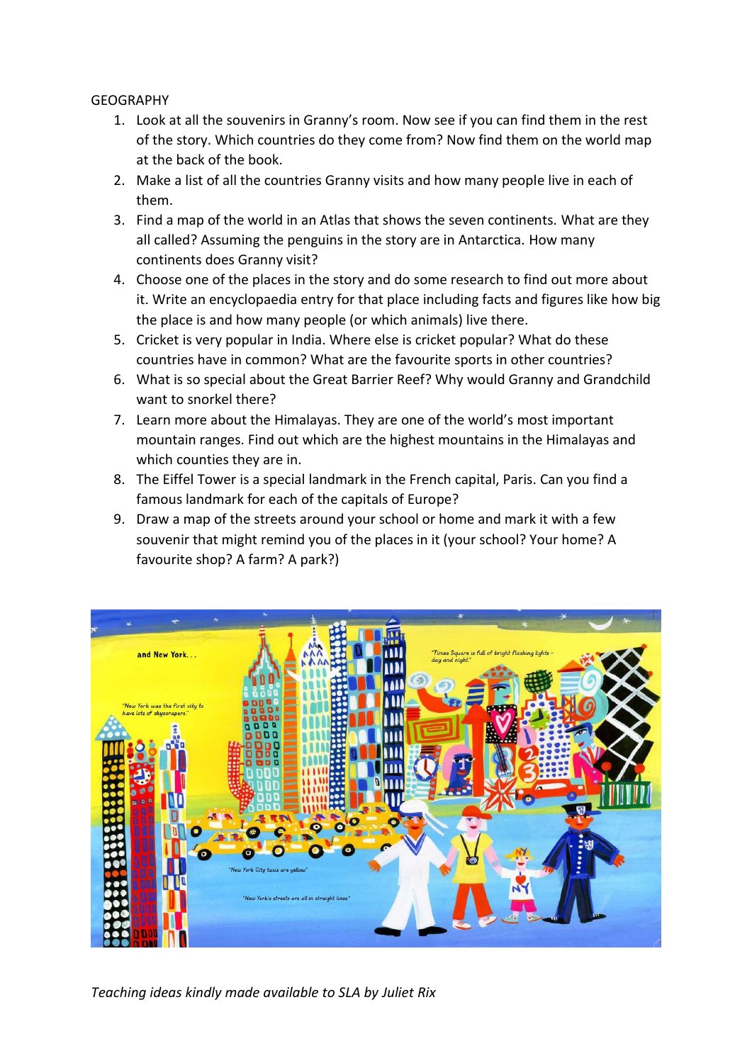GEOGRAPHY

1. Look at all the souvenirs in Granny's room. Now see if you can find them in the rest of the story. Which countries do they come from? Now find them on the world map at the back of the book.
2. Make a list of all the countries Granny visits and how many people live in each of them.
3. Find a map of the world in an Atlas that shows the seven continents. What are they all called? Assuming the penguins in the story are in Antarctica. How many continents does Granny visit?
4. Choose one of the places in the story and do some research to find out more about it. Write an encyclopaedia entry for that place including facts and figures like how big the place is and how many people (or which animals) live there.
5. Cricket is very popular in India. Where else is cricket popular? What do these countries have in common? What are the favourite sports in other countries?
6. What is so special about the Great Barrier Reef? Why would Granny and Grandchild want to snorkel there?
7. Learn more about the Himalayas. They are one of the world's most important mountain ranges. Find out which are the highest mountains in the Himalayas and which counties they are in.
8. The Eiffel Tower is a special landmark in the French capital, Paris. Can you find a famous landmark for each of the capitals of Europe?
9. Draw a map of the streets around your school or home and mark it with a few souvenir that might remind you of the places in it (your school? Your home? A favourite shop? A farm? A park?)

*Teaching ideas kindly made available to SLA by Juliet Rix*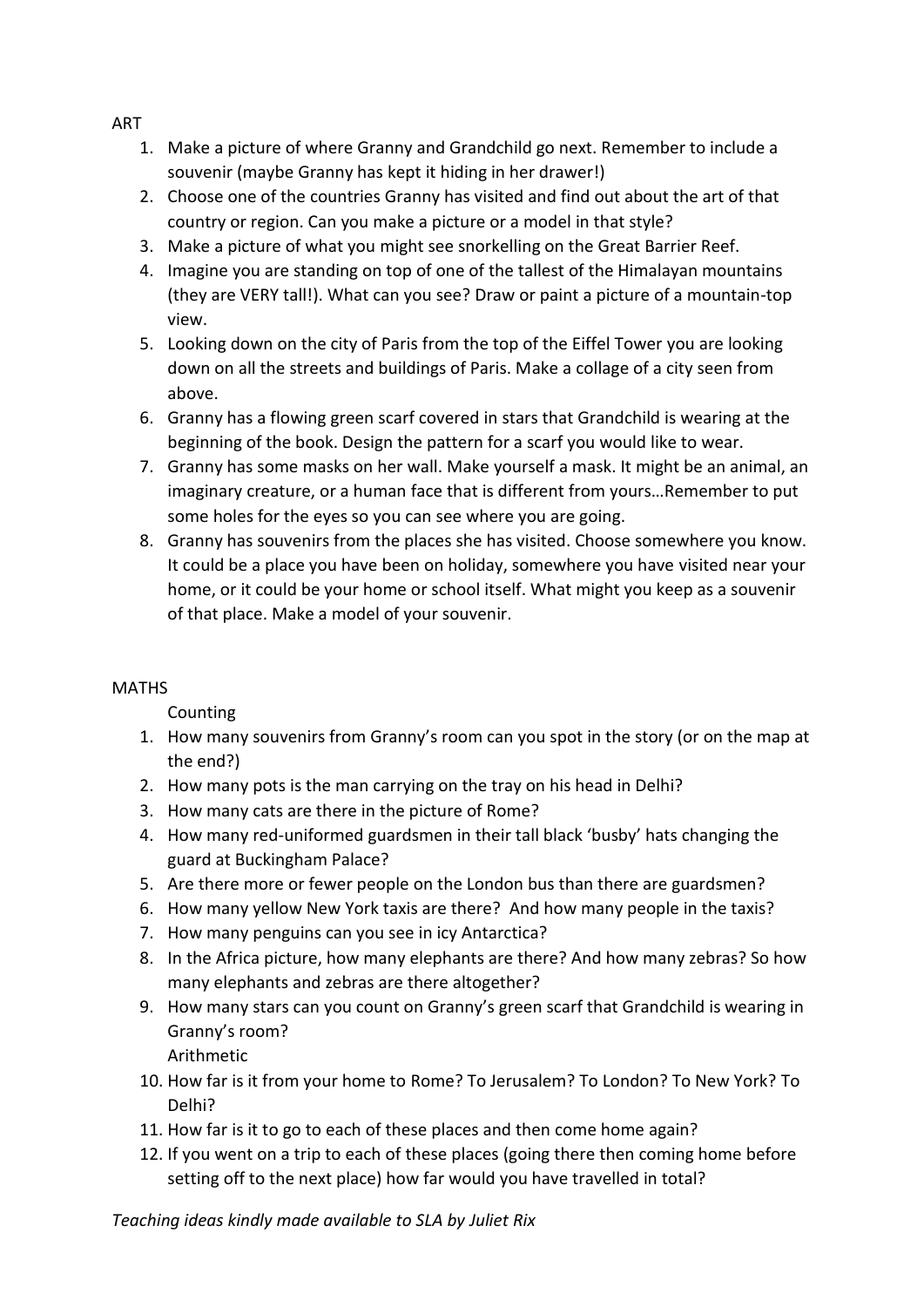ART

1. Make a picture of where Granny and Grandchild go next. Remember to include a souvenir (maybe Granny has kept it hiding in her drawer!)
2. Choose one of the countries Granny has visited and find out about the art of that country or region. Can you make a picture or a model in that style?
3. Make a picture of what you might see snorkelling on the Great Barrier Reef.
4. Imagine you are standing on top of one of the tallest of the Himalayan mountains (they are VERY tall!). What can you see? Draw or paint a picture of a mountain-top view.
5. Looking down on the city of Paris from the top of the Eiffel Tower you are looking down on all the streets and buildings of Paris. Make a collage of a city seen from above.
6. Granny has a flowing green scarf covered in stars that Grandchild is wearing at the beginning of the book. Design the pattern for a scarf you would like to wear.
7. Granny has some masks on her wall. Make yourself a mask. It might be an animal, an imaginary creature, or a human face that is different from yours…Remember to put some holes for the eyes so you can see where you are going.
8. Granny has souvenirs from the places she has visited. Choose somewhere you know. It could be a place you have been on holiday, somewhere you have visited near your home, or it could be your home or school itself. What might you keep as a souvenir of that place. Make a model of your souvenir.

MATHS

Counting

1. How many souvenirs from Granny's room can you spot in the story (or on the map at the end?)
2. How many pots is the man carrying on the tray on his head in Delhi?
3. How many cats are there in the picture of Rome?
4. How many red-uniformed guardsmen in their tall black 'busby' hats changing the guard at Buckingham Palace?
5. Are there more or fewer people on the London bus than there are guardsmen?
6. How many yellow New York taxis are there? And how many people in the taxis?
7. How many penguins can you see in icy Antarctica?
8. In the Africa picture, how many elephants are there? And how many zebras? So how many elephants and zebras are there altogether?
9. How many stars can you count on Granny's green scarf that Grandchild is wearing in Granny's room?

Arithmetic

10. How far is it from your home to Rome? To Jerusalem? To London? To New York? To Delhi?
11. How far is it to go to each of these places and then come home again?
12. If you went on a trip to each of these places (going there then coming home before setting off to the next place) how far would you have travelled in total?

*Teaching ideas kindly made available to SLA by Juliet Rix*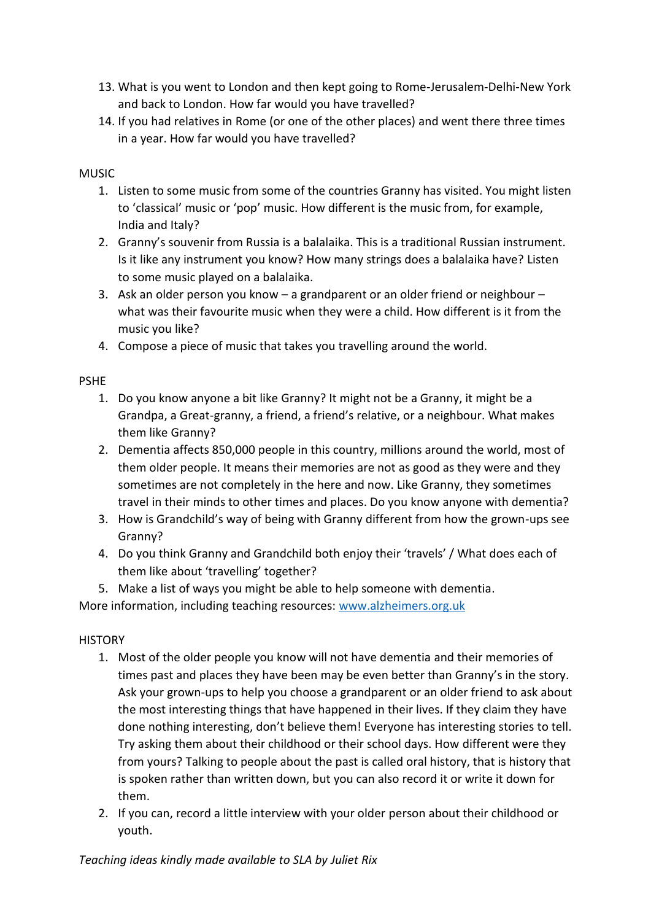13. What is you went to London and then kept going to Rome-Jerusalem-Delhi-New York and back to London. How far would you have travelled?
14. If you had relatives in Rome (or one of the other places) and went there three times in a year. How far would you have travelled?

MUSIC

1. Listen to some music from some of the countries Granny has visited. You might listen to 'classical' music or 'pop' music. How different is the music from, for example, India and Italy?
2. Granny's souvenir from Russia is a balalaika. This is a traditional Russian instrument. Is it like any instrument you know? How many strings does a balalaika have? Listen to some music played on a balalaika.
3. Ask an older person you know – a grandparent or an older friend or neighbour – what was their favourite music when they were a child. How different is it from the music you like?
4. Compose a piece of music that takes you travelling around the world.

PSHE

1. Do you know anyone a bit like Granny? It might not be a Granny, it might be a Grandpa, a Great-granny, a friend, a friend's relative, or a neighbour. What makes them like Granny?
2. Dementia affects 850,000 people in this country, millions around the world, most of them older people. It means their memories are not as good as they were and they sometimes are not completely in the here and now. Like Granny, they sometimes travel in their minds to other times and places. Do you know anyone with dementia?
3. How is Grandchild's way of being with Granny different from how the grown-ups see Granny?
4. Do you think Granny and Grandchild both enjoy their 'travels' / What does each of them like about 'travelling' together?
5. Make a list of ways you might be able to help someone with dementia.

More information, including teaching resources: www.alzheimers.org.uk

HISTORY

1. Most of the older people you know will not have dementia and their memories of times past and places they have been may be even better than Granny's in the story. Ask your grown-ups to help you choose a grandparent or an older friend to ask about the most interesting things that have happened in their lives. If they claim they have done nothing interesting, don't believe them! Everyone has interesting stories to tell. Try asking them about their childhood or their school days. How different were they from yours? Talking to people about the past is called oral history, that is history that is spoken rather than written down, but you can also record it or write it down for them.
2. If you can, record a little interview with your older person about their childhood or youth.

*Teaching ideas kindly made available to SLA by Juliet Rix*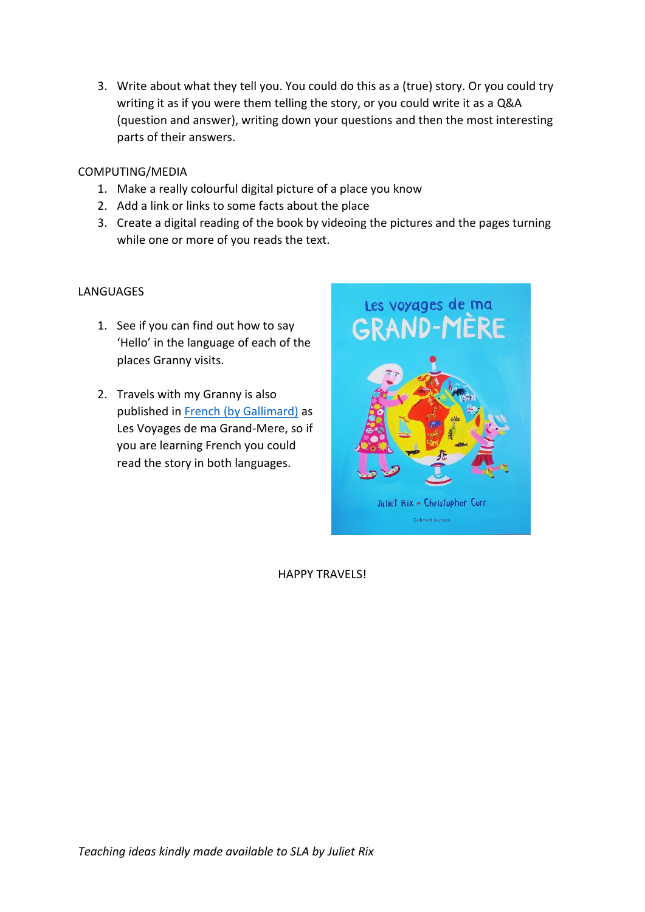3. Write about what they tell you. You could do this as a (true) story. Or you could try writing it as if you were them telling the story, or you could write it as a Q&A (question and answer), writing down your questions and then the most interesting parts of their answers.

COMPUTING/MEDIA

1. Make a really colourful digital picture of a place you know
2. Add a link or links to some facts about the place
3. Create a digital reading of the book by videoing the pictures and the pages turning while one or more of you reads the text.

LANGUAGES

1. See if you can find out how to say 'Hello' in the language of each of the places Granny visits.

2. Travels with my Granny is also published in French (by Gallimard) as Les Voyages de ma Grand-Mere, so if you are learning French you could read the story in both languages.

HAPPY TRAVELS!

*Teaching ideas kindly made available to SLA by Juliet Rix*